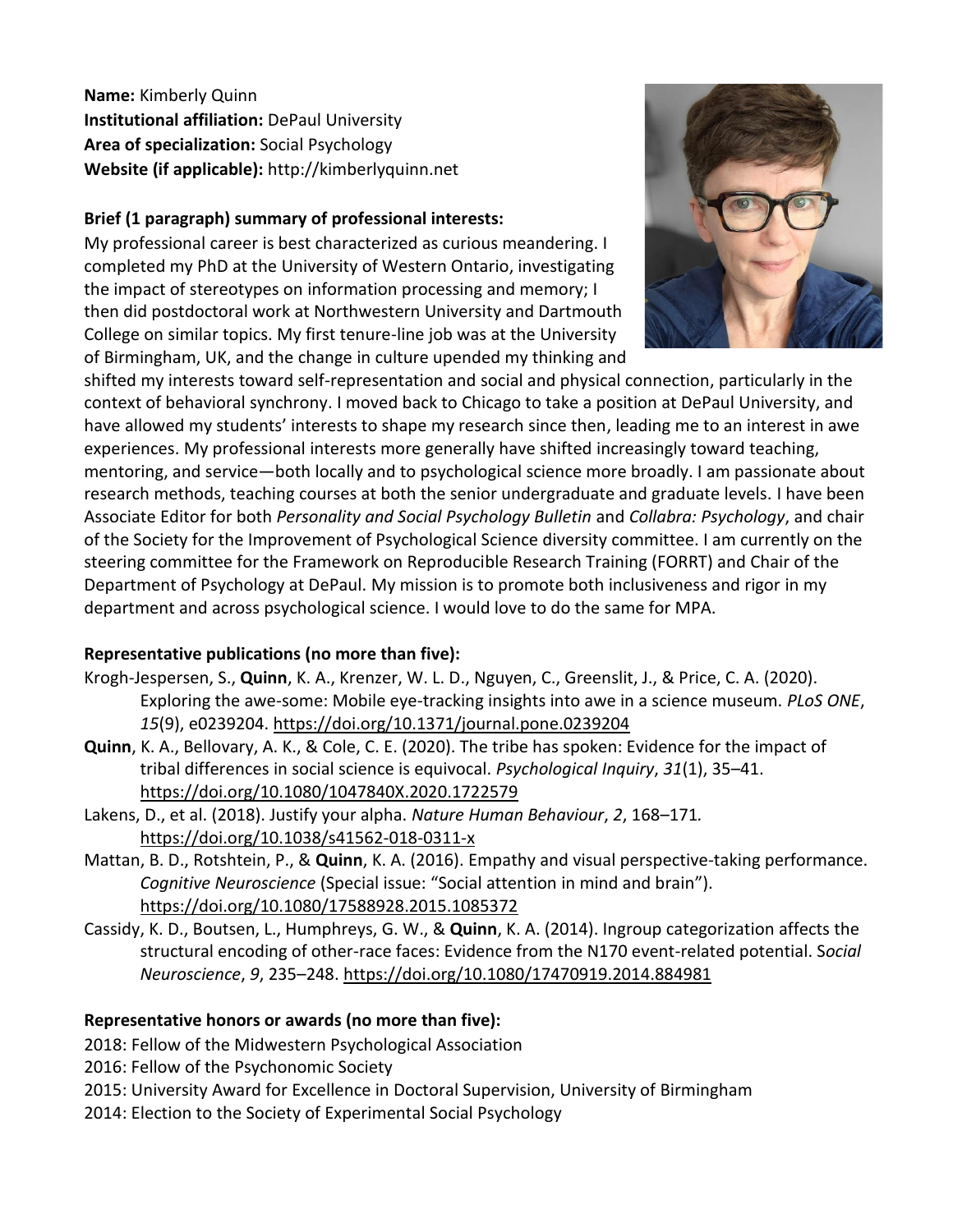**Name:** Kimberly Quinn
**Institutional affiliation:** DePaul University
**Area of specialization:** Social Psychology
**Website (if applicable):** http://kimberlyquinn.net

**Brief (1 paragraph) summary of professional interests:**

My professional career is best characterized as curious meandering. I completed my PhD at the University of Western Ontario, investigating the impact of stereotypes on information processing and memory; I then did postdoctoral work at Northwestern University and Dartmouth College on similar topics. My first tenure-line job was at the University of Birmingham, UK, and the change in culture upended my thinking and shifted my interests toward self-representation and social and physical connection, particularly in the context of behavioral synchrony. I moved back to Chicago to take a position at DePaul University, and have allowed my students' interests to shape my research since then, leading me to an interest in awe experiences. My professional interests more generally have shifted increasingly toward teaching, mentoring, and service—both locally and to psychological science more broadly. I am passionate about research methods, teaching courses at both the senior undergraduate and graduate levels. I have been Associate Editor for both *Personality and Social Psychology Bulletin* and *Collabra: Psychology*, and chair of the Society for the Improvement of Psychological Science diversity committee. I am currently on the steering committee for the Framework on Reproducible Research Training (FORRT) and Chair of the Department of Psychology at DePaul. My mission is to promote both inclusiveness and rigor in my department and across psychological science. I would love to do the same for MPA.

**Representative publications (no more than five):**

Krogh-Jespersen, S., **Quinn**, K. A., Krenzer, W. L. D., Nguyen, C., Greenslit, J., & Price, C. A. (2020). Exploring the awe-some: Mobile eye-tracking insights into awe in a science museum. *PLoS ONE*, *15*(9), e0239204. https://doi.org/10.1371/journal.pone.0239204

**Quinn**, K. A., Bellovary, A. K., & Cole, C. E. (2020). The tribe has spoken: Evidence for the impact of tribal differences in social science is equivocal. *Psychological Inquiry*, *31*(1), 35–41. https://doi.org/10.1080/1047840X.2020.1722579

Lakens, D., et al. (2018). Justify your alpha. *Nature Human Behaviour*, *2*, 168–171. https://doi.org/10.1038/s41562-018-0311-x

Mattan, B. D., Rotshtein, P., & **Quinn**, K. A. (2016). Empathy and visual perspective-taking performance. *Cognitive Neuroscience* (Special issue: "Social attention in mind and brain"). https://doi.org/10.1080/17588928.2015.1085372

Cassidy, K. D., Boutsen, L., Humphreys, G. W., & **Quinn**, K. A. (2014). Ingroup categorization affects the structural encoding of other-race faces: Evidence from the N170 event-related potential. *Social Neuroscience*, *9*, 235–248. https://doi.org/10.1080/17470919.2014.884981

**Representative honors or awards (no more than five):**

2018: Fellow of the Midwestern Psychological Association
2016: Fellow of the Psychonomic Society
2015: University Award for Excellence in Doctoral Supervision, University of Birmingham
2014: Election to the Society of Experimental Social Psychology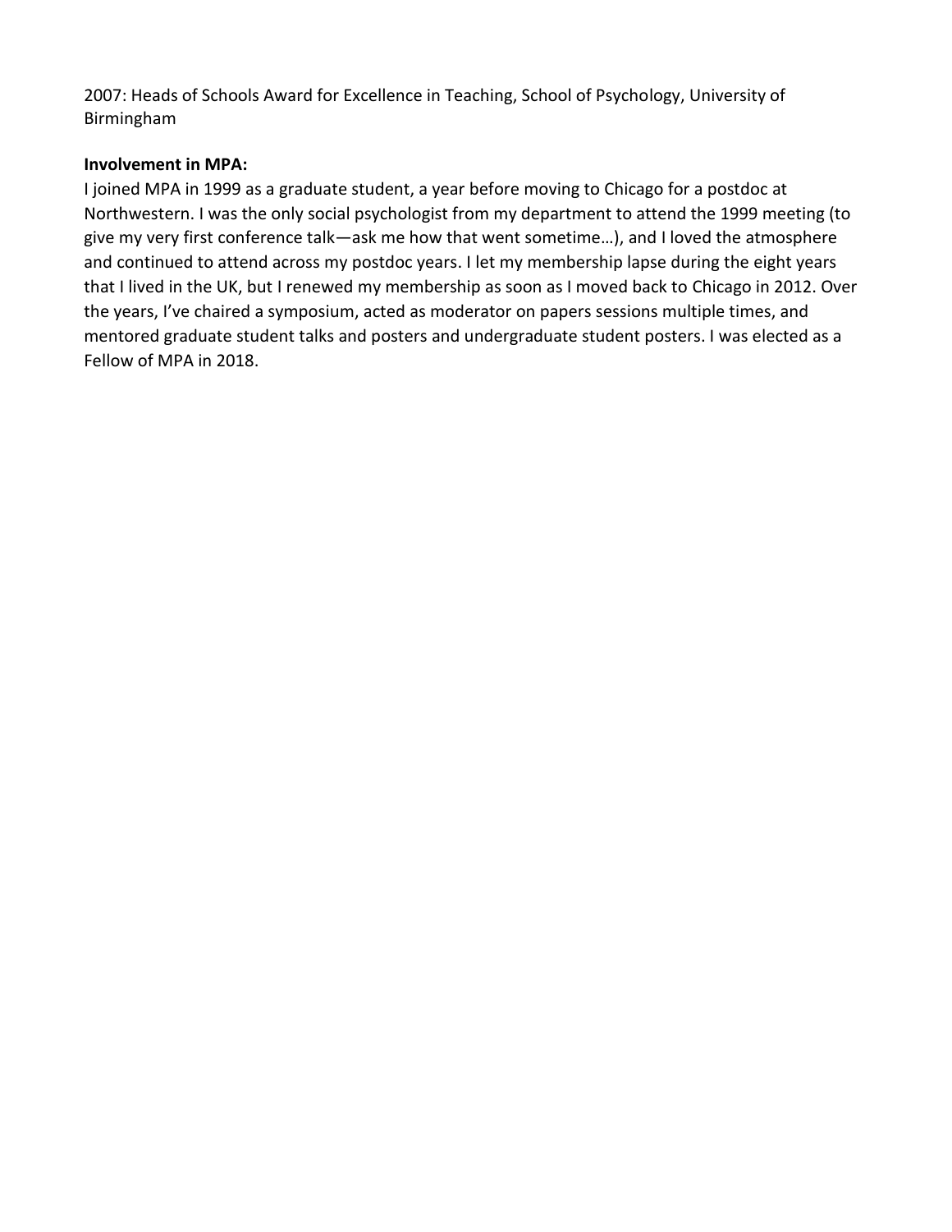2007: Heads of Schools Award for Excellence in Teaching, School of Psychology, University of Birmingham

**Involvement in MPA:**

I joined MPA in 1999 as a graduate student, a year before moving to Chicago for a postdoc at Northwestern. I was the only social psychologist from my department to attend the 1999 meeting (to give my very first conference talk—ask me how that went sometime…), and I loved the atmosphere and continued to attend across my postdoc years. I let my membership lapse during the eight years that I lived in the UK, but I renewed my membership as soon as I moved back to Chicago in 2012. Over the years, I've chaired a symposium, acted as moderator on papers sessions multiple times, and mentored graduate student talks and posters and undergraduate student posters. I was elected as a Fellow of MPA in 2018.